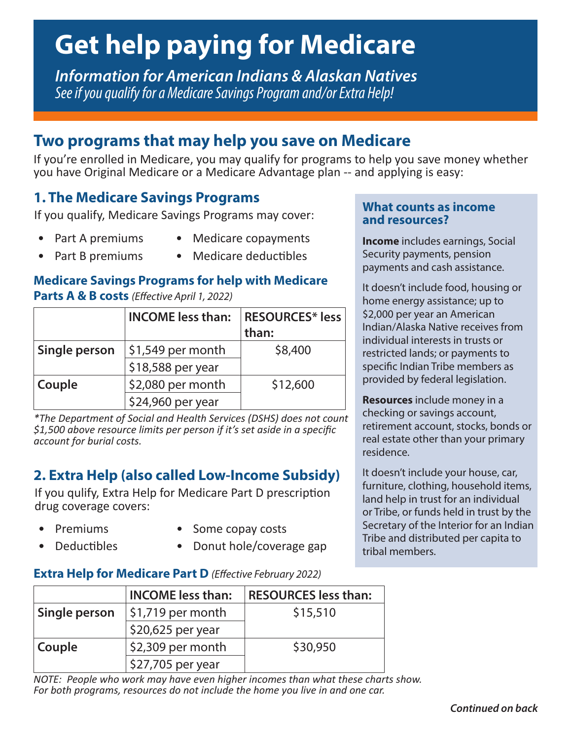# Get help paying for Medicare

***Information for American Indians & Alaskan Natives***

*See if you qualify for a Medicare Savings Program and/or Extra Help!*

## Two programs that may help you save on Medicare

If you're enrolled in Medicare, you may qualify for programs to help you save money whether you have Original Medicare or a Medicare Advantage plan -- and applying is easy:

### 1. The Medicare Savings Programs

If you qualify, Medicare Savings Programs may cover:

- Part A premiums
- Part B premiums
- Medicare copayments
- Medicare deductibles

**Medicare Savings Programs for help with Medicare Parts A & B costs** *(Effective April 1, 2022)*

| | INCOME less than: | RESOURCES* less than: |
|---|---|---|
| Single person | $1,549 per month | $8,400 |
| | $18,588 per year | |
| Couple | $2,080 per month | $12,600 |
| | $24,960 per year | |

*\*The Department of Social and Health Services (DSHS) does not count $1,500 above resource limits per person if it's set aside in a specific account for burial costs.*

### 2. Extra Help (also called Low-Income Subsidy)

If you qulify, Extra Help for Medicare Part D prescription drug coverage covers:

- Premiums
- Deductibles
- Some copay costs
- Donut hole/coverage gap

**Extra Help for Medicare Part D** *(Effective February 2022)*

| | INCOME less than: | RESOURCES less than: |
|---|---|---|
| Single person | $1,719 per month | $15,510 |
| | $20,625 per year | |
| Couple | $2,309 per month | $30,950 |
| | $27,705 per year | |

*NOTE: People who work may have even higher incomes than what these charts show. For both programs, resources do not include the home you live in and one car.*

### What counts as income and resources?

**Income** includes earnings, Social Security payments, pension payments and cash assistance.

It doesn't include food, housing or home energy assistance; up to $2,000 per year an American Indian/Alaska Native receives from individual interests in trusts or restricted lands; or payments to specific Indian Tribe members as provided by federal legislation.

**Resources** include money in a checking or savings account, retirement account, stocks, bonds or real estate other than your primary residence.

It doesn't include your house, car, furniture, clothing, household items, land help in trust for an individual or Tribe, or funds held in trust by the Secretary of the Interior for an Indian Tribe and distributed per capita to tribal members.

***Continued on back***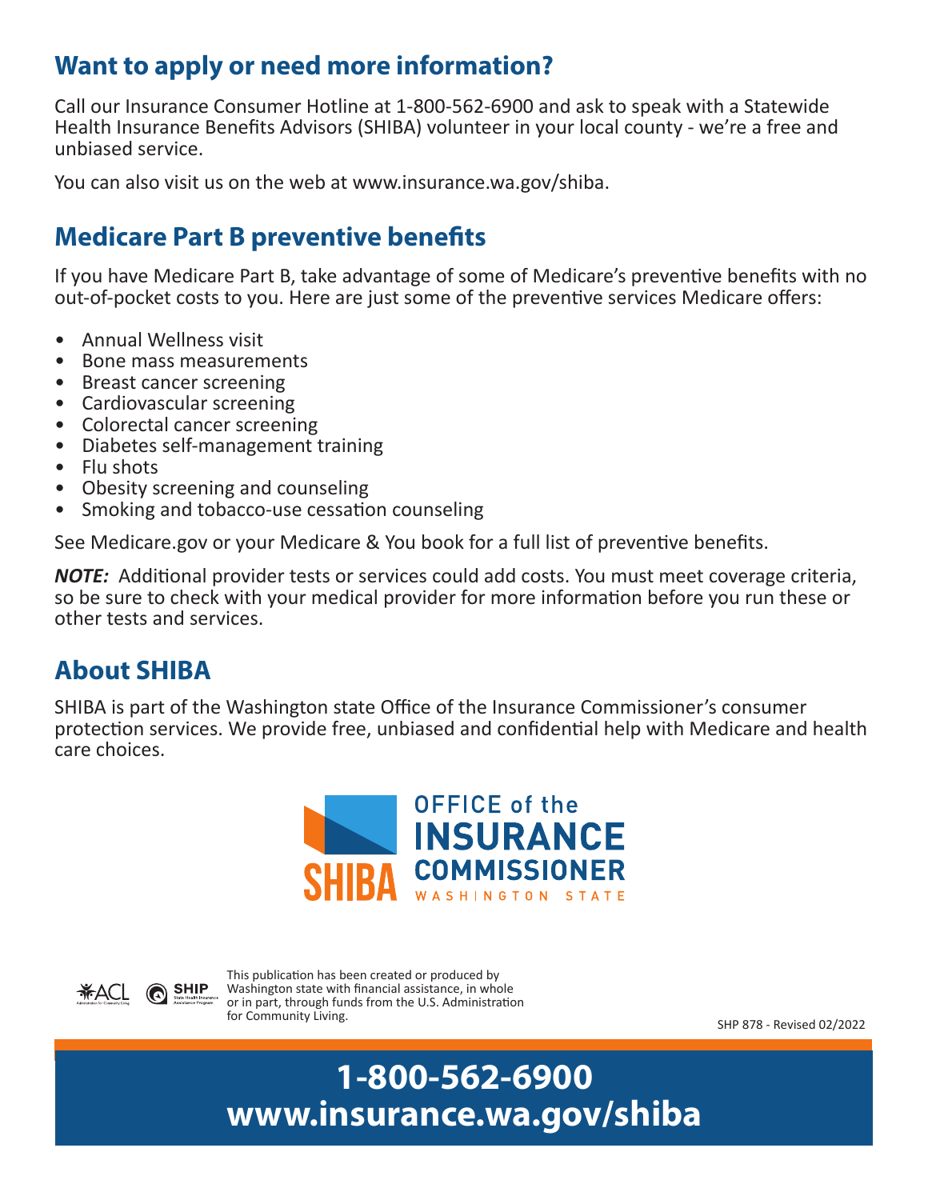## Want to apply or need more information?

Call our Insurance Consumer Hotline at 1-800-562-6900 and ask to speak with a Statewide Health Insurance Benefits Advisors (SHIBA) volunteer in your local county - we're a free and unbiased service.

You can also visit us on the web at www.insurance.wa.gov/shiba.

## Medicare Part B preventive benefits

If you have Medicare Part B, take advantage of some of Medicare's preventive benefits with no out-of-pocket costs to you. Here are just some of the preventive services Medicare offers:

- Annual Wellness visit
- Bone mass measurements
- Breast cancer screening
- Cardiovascular screening
- Colorectal cancer screening
- Diabetes self-management training
- Flu shots
- Obesity screening and counseling
- Smoking and tobacco-use cessation counseling

See Medicare.gov or your Medicare & You book for a full list of preventive benefits.

***NOTE:*** Additional provider tests or services could add costs. You must meet coverage criteria, so be sure to check with your medical provider for more information before you run these or other tests and services.

## About SHIBA

SHIBA is part of the Washington state Office of the Insurance Commissioner's consumer protection services. We provide free, unbiased and confidential help with Medicare and health care choices.

SHIBA OFFICE of the INSURANCE COMMISSIONER WASHINGTON STATE

This publication has been created or produced by Washington state with financial assistance, in whole or in part, through funds from the U.S. Administration for Community Living.

SHP 878 - Revised 02/2022

**1-800-562-6900**
**www.insurance.wa.gov/shiba**